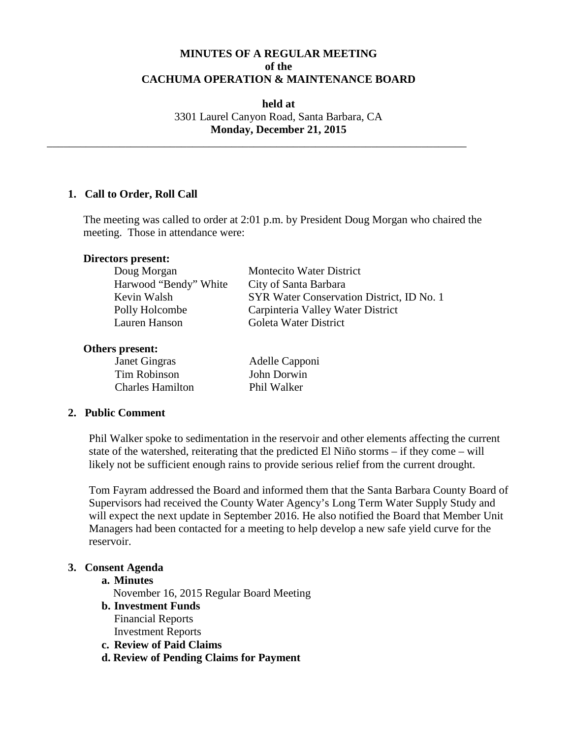**MINUTES OF A REGULAR MEETING**
**of the**
**CACHUMA OPERATION & MAINTENANCE BOARD**

**held at**
3301 Laurel Canyon Road, Santa Barbara, CA
**Monday, December 21, 2015**

---

## 1. Call to Order, Roll Call

The meeting was called to order at 2:01 p.m. by President Doug Morgan who chaired the meeting. Those in attendance were:

**Directors present:**

| | |
|---|---|
| Doug Morgan | Montecito Water District |
| Harwood "Bendy" White | City of Santa Barbara |
| Kevin Walsh | SYR Water Conservation District, ID No. 1 |
| Polly Holcombe | Carpinteria Valley Water District |
| Lauren Hanson | Goleta Water District |

**Others present:**

| | |
|---|---|
| Janet Gingras | Adelle Capponi |
| Tim Robinson | John Dorwin |
| Charles Hamilton | Phil Walker |

## 2. Public Comment

Phil Walker spoke to sedimentation in the reservoir and other elements affecting the current state of the watershed, reiterating that the predicted El Niño storms – if they come – will likely not be sufficient enough rains to provide serious relief from the current drought.

Tom Fayram addressed the Board and informed them that the Santa Barbara County Board of Supervisors had received the County Water Agency's Long Term Water Supply Study and will expect the next update in September 2016. He also notified the Board that Member Unit Managers had been contacted for a meeting to help develop a new safe yield curve for the reservoir.

## 3. Consent Agenda

- **a. Minutes**
  November 16, 2015 Regular Board Meeting
- **b. Investment Funds**
  Financial Reports
  Investment Reports
- **c. Review of Paid Claims**
- **d. Review of Pending Claims for Payment**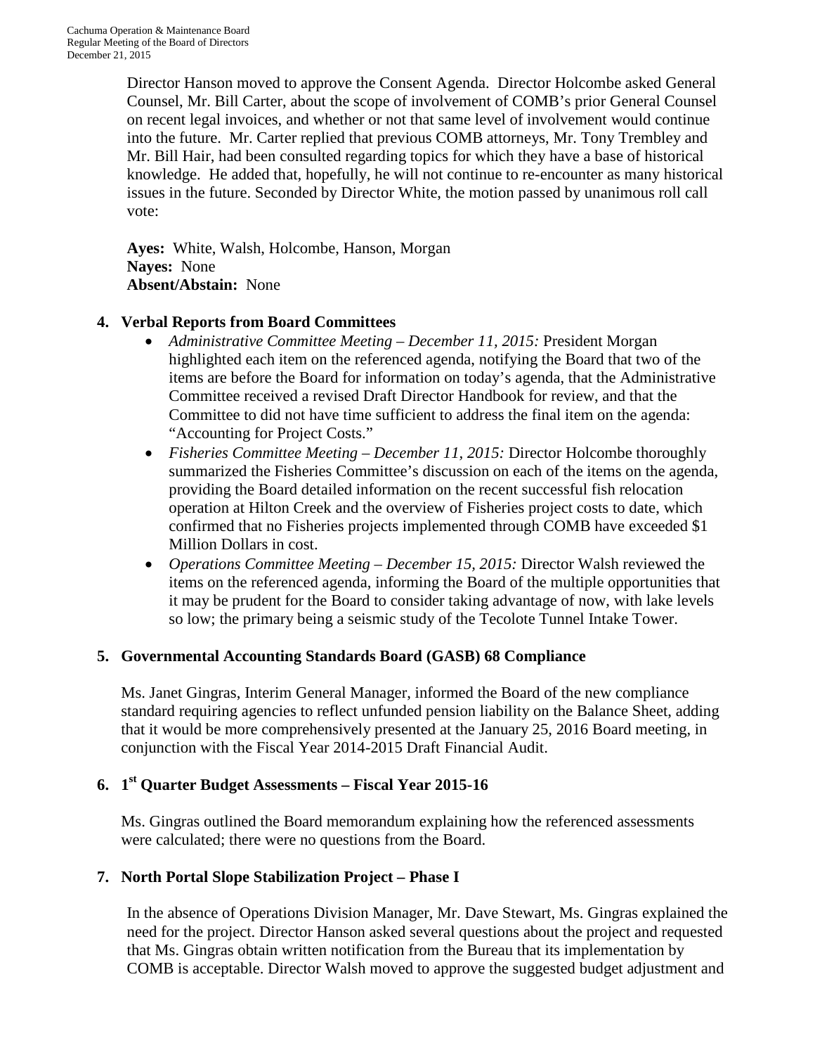Director Hanson moved to approve the Consent Agenda. Director Holcombe asked General Counsel, Mr. Bill Carter, about the scope of involvement of COMB's prior General Counsel on recent legal invoices, and whether or not that same level of involvement would continue into the future. Mr. Carter replied that previous COMB attorneys, Mr. Tony Trembley and Mr. Bill Hair, had been consulted regarding topics for which they have a base of historical knowledge. He added that, hopefully, he will not continue to re-encounter as many historical issues in the future. Seconded by Director White, the motion passed by unanimous roll call vote:

**Ayes:** White, Walsh, Holcombe, Hanson, Morgan
**Nayes:** None
**Absent/Abstain:** None

## 4. Verbal Reports from Board Committees

- *Administrative Committee Meeting – December 11, 2015:* President Morgan highlighted each item on the referenced agenda, notifying the Board that two of the items are before the Board for information on today's agenda, that the Administrative Committee received a revised Draft Director Handbook for review, and that the Committee to did not have time sufficient to address the final item on the agenda: "Accounting for Project Costs."
- *Fisheries Committee Meeting – December 11, 2015:* Director Holcombe thoroughly summarized the Fisheries Committee's discussion on each of the items on the agenda, providing the Board detailed information on the recent successful fish relocation operation at Hilton Creek and the overview of Fisheries project costs to date, which confirmed that no Fisheries projects implemented through COMB have exceeded $1 Million Dollars in cost.
- *Operations Committee Meeting – December 15, 2015:* Director Walsh reviewed the items on the referenced agenda, informing the Board of the multiple opportunities that it may be prudent for the Board to consider taking advantage of now, with lake levels so low; the primary being a seismic study of the Tecolote Tunnel Intake Tower.

## 5. Governmental Accounting Standards Board (GASB) 68 Compliance

Ms. Janet Gingras, Interim General Manager, informed the Board of the new compliance standard requiring agencies to reflect unfunded pension liability on the Balance Sheet, adding that it would be more comprehensively presented at the January 25, 2016 Board meeting, in conjunction with the Fiscal Year 2014-2015 Draft Financial Audit.

## 6. 1st Quarter Budget Assessments – Fiscal Year 2015-16

Ms. Gingras outlined the Board memorandum explaining how the referenced assessments were calculated; there were no questions from the Board.

## 7. North Portal Slope Stabilization Project – Phase I

In the absence of Operations Division Manager, Mr. Dave Stewart, Ms. Gingras explained the need for the project. Director Hanson asked several questions about the project and requested that Ms. Gingras obtain written notification from the Bureau that its implementation by COMB is acceptable. Director Walsh moved to approve the suggested budget adjustment and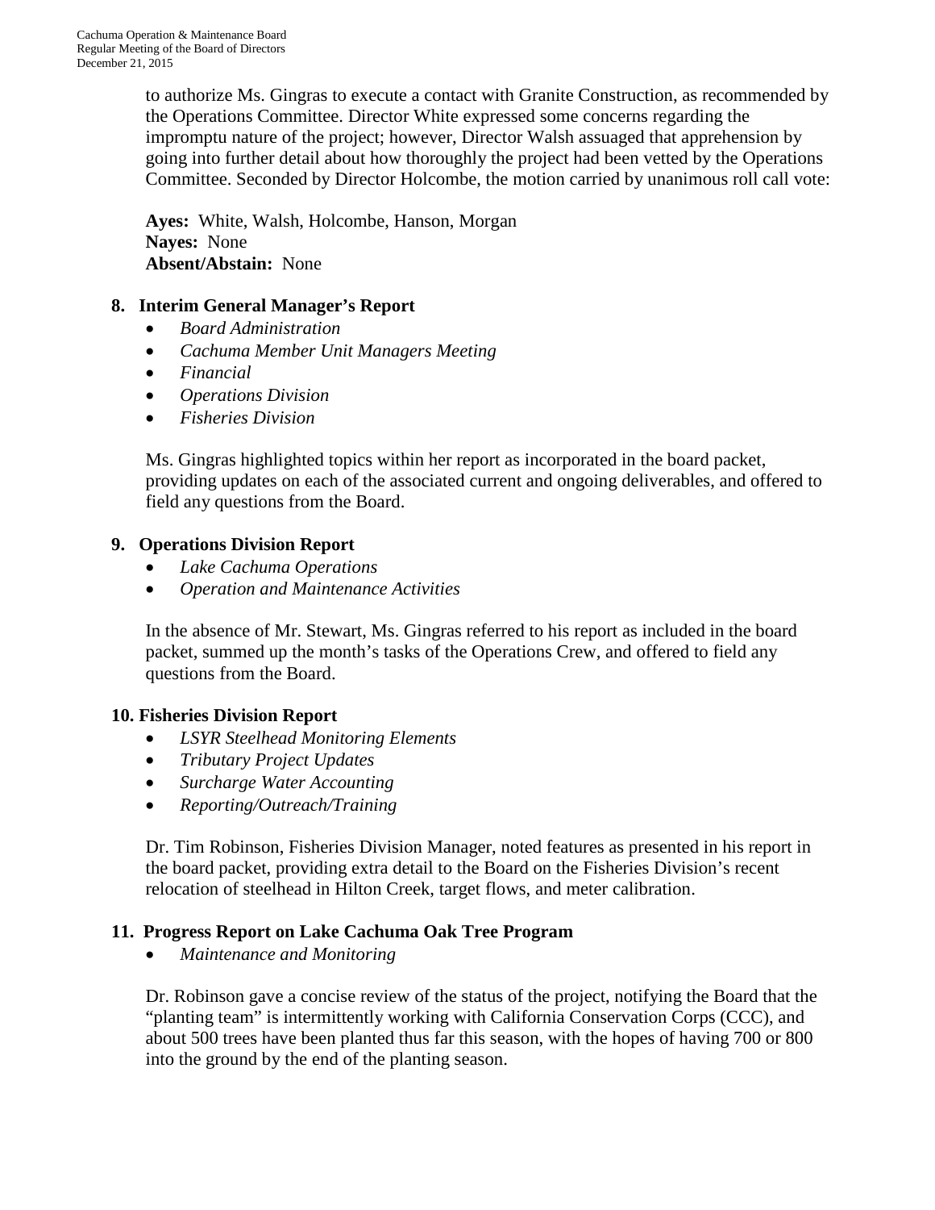to authorize Ms. Gingras to execute a contact with Granite Construction, as recommended by the Operations Committee. Director White expressed some concerns regarding the impromptu nature of the project; however, Director Walsh assuaged that apprehension by going into further detail about how thoroughly the project had been vetted by the Operations Committee. Seconded by Director Holcombe, the motion carried by unanimous roll call vote:

**Ayes:** White, Walsh, Holcombe, Hanson, Morgan
**Nayes:** None
**Absent/Abstain:** None

## 8. Interim General Manager's Report

- *Board Administration*
- *Cachuma Member Unit Managers Meeting*
- *Financial*
- *Operations Division*
- *Fisheries Division*

Ms. Gingras highlighted topics within her report as incorporated in the board packet, providing updates on each of the associated current and ongoing deliverables, and offered to field any questions from the Board.

## 9. Operations Division Report

- *Lake Cachuma Operations*
- *Operation and Maintenance Activities*

In the absence of Mr. Stewart, Ms. Gingras referred to his report as included in the board packet, summed up the month's tasks of the Operations Crew, and offered to field any questions from the Board.

## 10. Fisheries Division Report

- *LSYR Steelhead Monitoring Elements*
- *Tributary Project Updates*
- *Surcharge Water Accounting*
- *Reporting/Outreach/Training*

Dr. Tim Robinson, Fisheries Division Manager, noted features as presented in his report in the board packet, providing extra detail to the Board on the Fisheries Division's recent relocation of steelhead in Hilton Creek, target flows, and meter calibration.

## 11. Progress Report on Lake Cachuma Oak Tree Program

- *Maintenance and Monitoring*

Dr. Robinson gave a concise review of the status of the project, notifying the Board that the "planting team" is intermittently working with California Conservation Corps (CCC), and about 500 trees have been planted thus far this season, with the hopes of having 700 or 800 into the ground by the end of the planting season.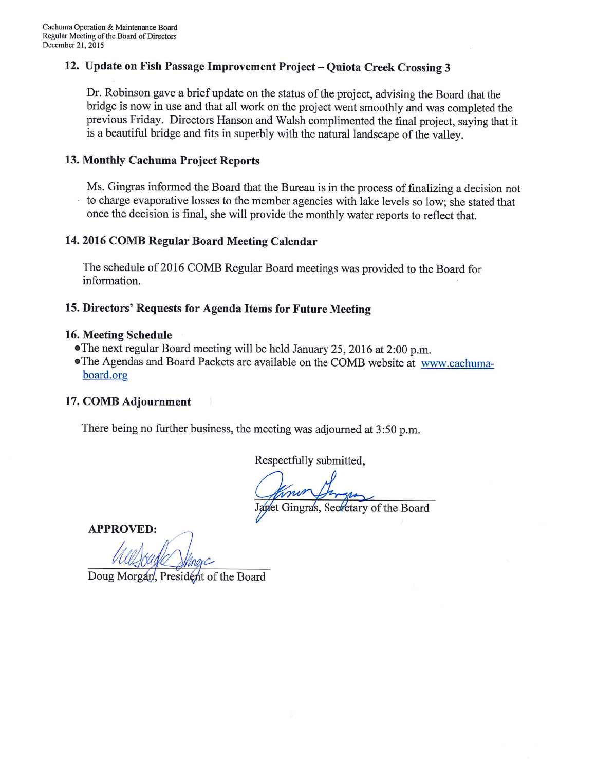## 12. Update on Fish Passage Improvement Project – Quiota Creek Crossing 3

Dr. Robinson gave a brief update on the status of the project, advising the Board that the bridge is now in use and that all work on the project went smoothly and was completed the previous Friday. Directors Hanson and Walsh complimented the final project, saying that it is a beautiful bridge and fits in superbly with the natural landscape of the valley.

## 13. Monthly Cachuma Project Reports

Ms. Gingras informed the Board that the Bureau is in the process of finalizing a decision not to charge evaporative losses to the member agencies with lake levels so low; she stated that once the decision is final, she will provide the monthly water reports to reflect that.

## 14. 2016 COMB Regular Board Meeting Calendar

The schedule of 2016 COMB Regular Board meetings was provided to the Board for information.

## 15. Directors' Requests for Agenda Items for Future Meeting

## 16. Meeting Schedule

- The next regular Board meeting will be held January 25, 2016 at 2:00 p.m.
- The Agendas and Board Packets are available on the COMB website at www.cachuma-board.org

## 17. COMB Adjournment

There being no further business, the meeting was adjourned at 3:50 p.m.

Respectfully submitted,

Janet Gingras, Secretary of the Board

**APPROVED:**

Doug Morgan, President of the Board